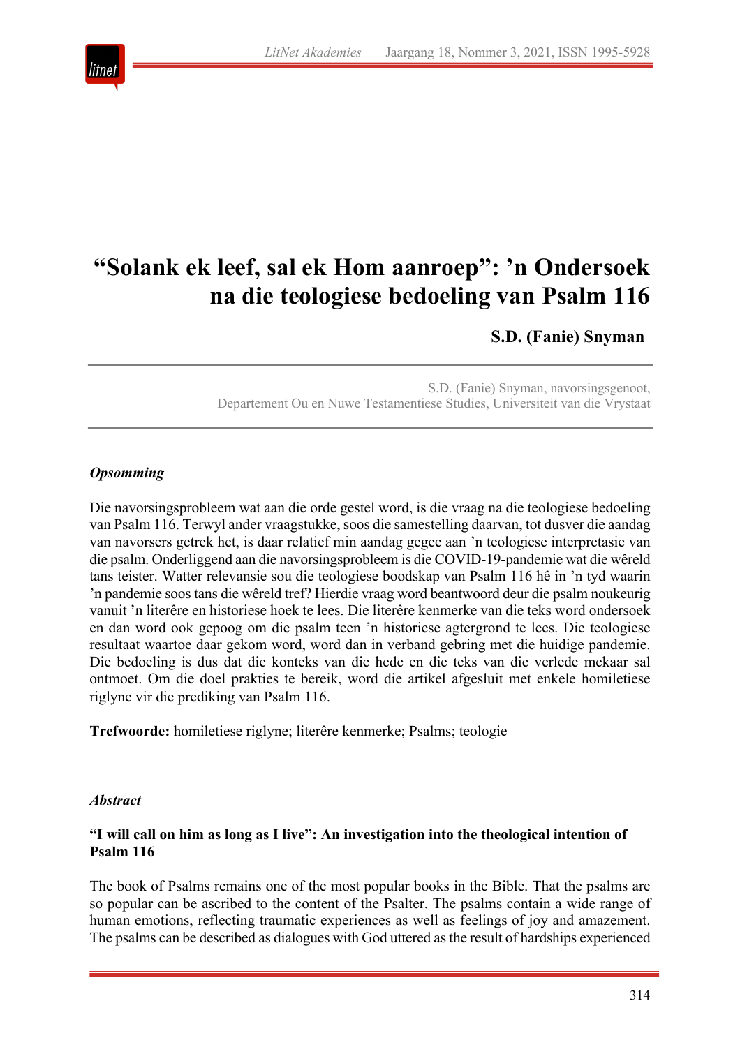# "Solank ek leef, sal ek Hom aanroep": 'n Ondersoek na die teologiese bedoeling van Psalm 116

**S.D. (Fanie) Snyman**

S.D. (Fanie) Snyman, navorsingsgenoot, Departement Ou en Nuwe Testamentiese Studies, Universiteit van die Vrystaat

### *Opsomming*

Die navorsingsprobleem wat aan die orde gestel word, is die vraag na die teologiese bedoeling van Psalm 116. Terwyl ander vraagstukke, soos die samestelling daarvan, tot dusver die aandag van navorsers getrek het, is daar relatief min aandag gegee aan 'n teologiese interpretasie van die psalm. Onderliggend aan die navorsingsprobleem is die COVID-19-pandemie wat die wêreld tans teister. Watter relevansie sou die teologiese boodskap van Psalm 116 hê in 'n tyd waarin 'n pandemie soos tans die wêreld tref? Hierdie vraag word beantwoord deur die psalm noukeurig vanuit 'n literêre en historiese hoek te lees. Die literêre kenmerke van die teks word ondersoek en dan word ook gepoog om die psalm teen 'n historiese agtergrond te lees. Die teologiese resultaat waartoe daar gekom word, word dan in verband gebring met die huidige pandemie. Die bedoeling is dus dat die konteks van die hede en die teks van die verlede mekaar sal ontmoet. Om die doel prakties te bereik, word die artikel afgesluit met enkele homiletiese riglyne vir die prediking van Psalm 116.

**Trefwoorde:** homiletiese riglyne; literêre kenmerke; Psalms; teologie

### *Abstract*

**"I will call on him as long as I live": An investigation into the theological intention of Psalm 116**

The book of Psalms remains one of the most popular books in the Bible. That the psalms are so popular can be ascribed to the content of the Psalter. The psalms contain a wide range of human emotions, reflecting traumatic experiences as well as feelings of joy and amazement. The psalms can be described as dialogues with God uttered as the result of hardships experienced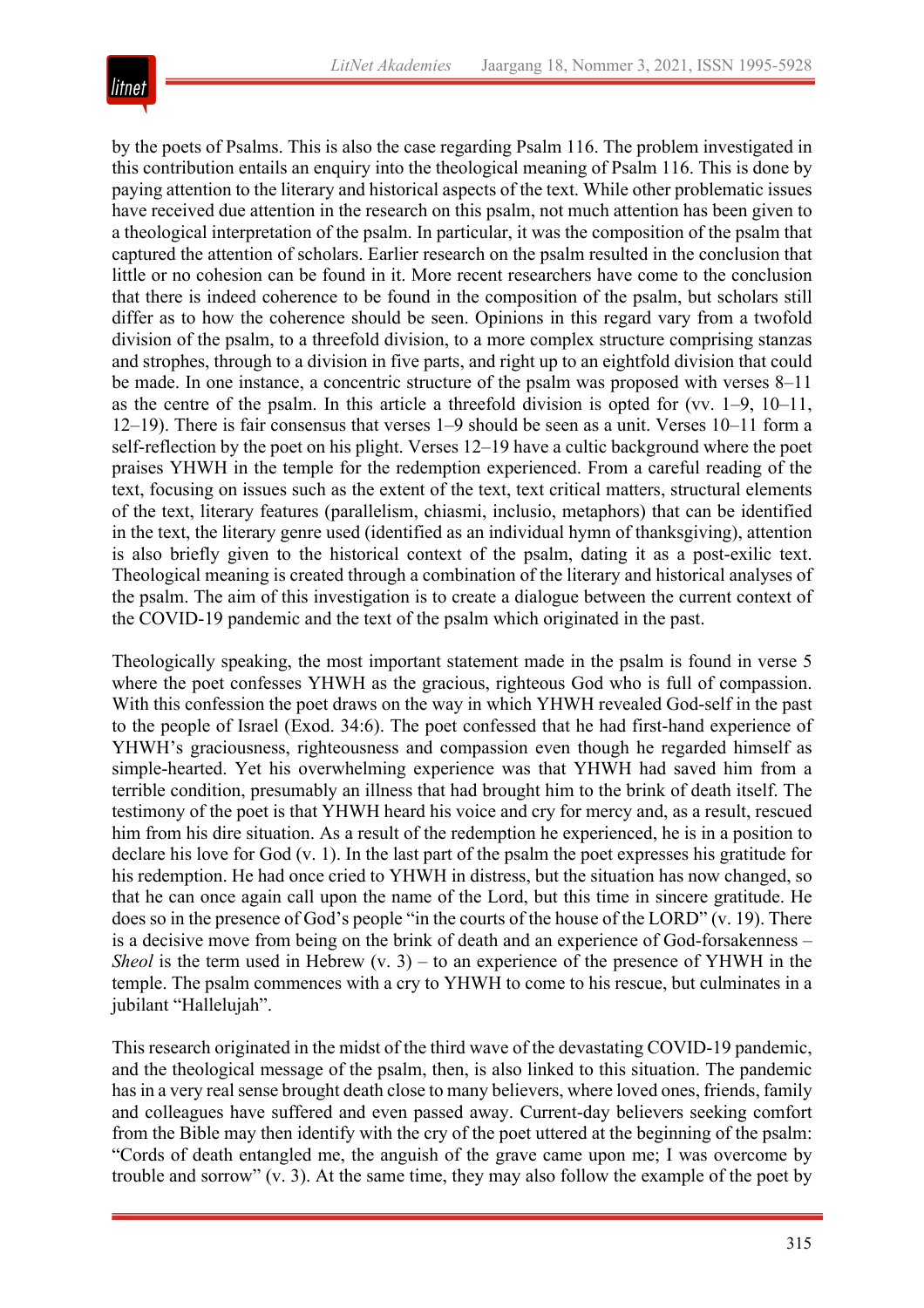by the poets of Psalms. This is also the case regarding Psalm 116. The problem investigated in this contribution entails an enquiry into the theological meaning of Psalm 116. This is done by paying attention to the literary and historical aspects of the text. While other problematic issues have received due attention in the research on this psalm, not much attention has been given to a theological interpretation of the psalm. In particular, it was the composition of the psalm that captured the attention of scholars. Earlier research on the psalm resulted in the conclusion that little or no cohesion can be found in it. More recent researchers have come to the conclusion that there is indeed coherence to be found in the composition of the psalm, but scholars still differ as to how the coherence should be seen. Opinions in this regard vary from a twofold division of the psalm, to a threefold division, to a more complex structure comprising stanzas and strophes, through to a division in five parts, and right up to an eightfold division that could be made. In one instance, a concentric structure of the psalm was proposed with verses 8–11 as the centre of the psalm. In this article a threefold division is opted for (vv. 1–9, 10–11, 12–19). There is fair consensus that verses 1–9 should be seen as a unit. Verses 10–11 form a self-reflection by the poet on his plight. Verses 12–19 have a cultic background where the poet praises YHWH in the temple for the redemption experienced. From a careful reading of the text, focusing on issues such as the extent of the text, text critical matters, structural elements of the text, literary features (parallelism, chiasmi, inclusio, metaphors) that can be identified in the text, the literary genre used (identified as an individual hymn of thanksgiving), attention is also briefly given to the historical context of the psalm, dating it as a post-exilic text. Theological meaning is created through a combination of the literary and historical analyses of the psalm. The aim of this investigation is to create a dialogue between the current context of the COVID-19 pandemic and the text of the psalm which originated in the past.

Theologically speaking, the most important statement made in the psalm is found in verse 5 where the poet confesses YHWH as the gracious, righteous God who is full of compassion. With this confession the poet draws on the way in which YHWH revealed God-self in the past to the people of Israel (Exod. 34:6). The poet confessed that he had first-hand experience of YHWH's graciousness, righteousness and compassion even though he regarded himself as simple-hearted. Yet his overwhelming experience was that YHWH had saved him from a terrible condition, presumably an illness that had brought him to the brink of death itself. The testimony of the poet is that YHWH heard his voice and cry for mercy and, as a result, rescued him from his dire situation. As a result of the redemption he experienced, he is in a position to declare his love for God (v. 1). In the last part of the psalm the poet expresses his gratitude for his redemption. He had once cried to YHWH in distress, but the situation has now changed, so that he can once again call upon the name of the Lord, but this time in sincere gratitude. He does so in the presence of God's people "in the courts of the house of the LORD" (v. 19). There is a decisive move from being on the brink of death and an experience of God-forsakenness – *Sheol* is the term used in Hebrew (v. 3) – to an experience of the presence of YHWH in the temple. The psalm commences with a cry to YHWH to come to his rescue, but culminates in a jubilant "Hallelujah".

This research originated in the midst of the third wave of the devastating COVID-19 pandemic, and the theological message of the psalm, then, is also linked to this situation. The pandemic has in a very real sense brought death close to many believers, where loved ones, friends, family and colleagues have suffered and even passed away. Current-day believers seeking comfort from the Bible may then identify with the cry of the poet uttered at the beginning of the psalm: "Cords of death entangled me, the anguish of the grave came upon me; I was overcome by trouble and sorrow" (v. 3). At the same time, they may also follow the example of the poet by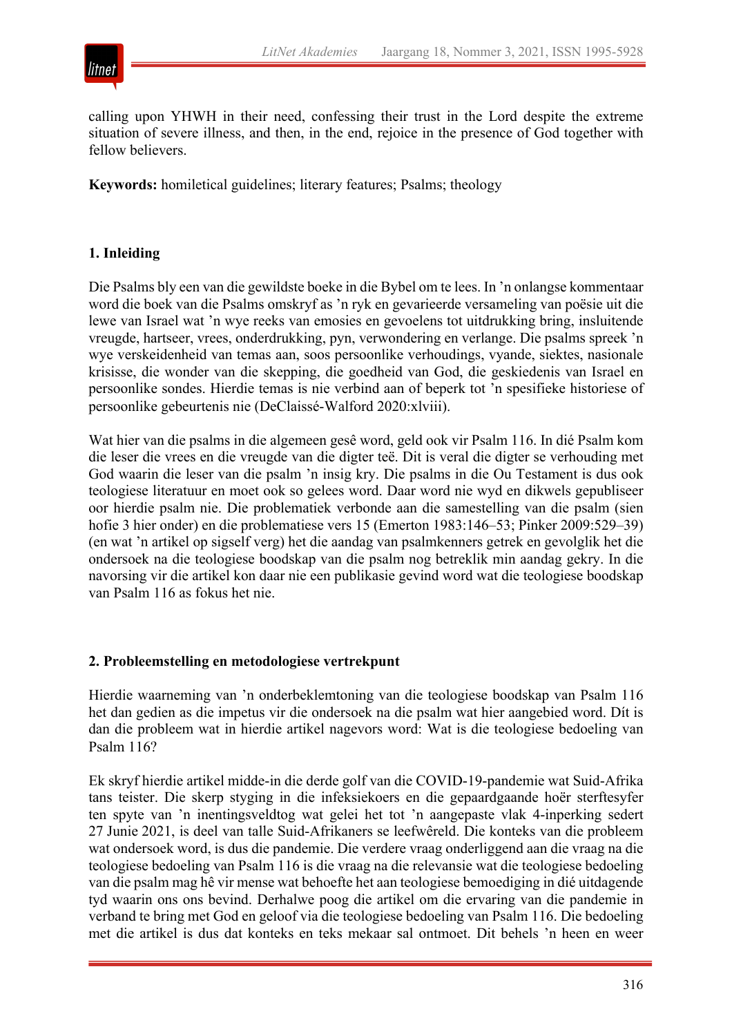calling upon YHWH in their need, confessing their trust in the Lord despite the extreme situation of severe illness, and then, in the end, rejoice in the presence of God together with fellow believers.

**Keywords:** homiletical guidelines; literary features; Psalms; theology

## 1. Inleiding

Die Psalms bly een van die gewildste boeke in die Bybel om te lees. In ’n onlangse kommentaar word die boek van die Psalms omskryf as ’n ryk en gevarieerde versameling van poësie uit die lewe van Israel wat ’n wye reeks van emosies en gevoelens tot uitdrukking bring, insluitende vreugde, hartseer, vrees, onderdrukking, pyn, verwondering en verlange. Die psalms spreek ’n wye verskeidenheid van temas aan, soos persoonlike verhoudings, vyande, siektes, nasionale krisisse, die wonder van die skepping, die goedheid van God, die geskiedenis van Israel en persoonlike sondes. Hierdie temas is nie verbind aan of beperk tot ’n spesifieke historiese of persoonlike gebeurtenis nie (DeClaissé-Walford 2020:xlviii).

Wat hier van die psalms in die algemeen gesê word, geld ook vir Psalm 116. In dié Psalm kom die leser die vrees en die vreugde van die digter teë. Dit is veral die digter se verhouding met God waarin die leser van die psalm ’n insig kry. Die psalms in die Ou Testament is dus ook teologiese literatuur en moet ook so gelees word. Daar word nie wyd en dikwels gepubliseer oor hierdie psalm nie. Die problematiek verbonde aan die samestelling van die psalm (sien hofie 3 hier onder) en die problematiese vers 15 (Emerton 1983:146–53; Pinker 2009:529–39) (en wat ’n artikel op sigself verg) het die aandag van psalmkenners getrek en gevolglik het die ondersoek na die teologiese boodskap van die psalm nog betreklik min aandag gekry. In die navorsing vir die artikel kon daar nie een publikasie gevind word wat die teologiese boodskap van Psalm 116 as fokus het nie.

## 2. Probleemstelling en metodologiese vertrekpunt

Hierdie waarneming van ’n onderbeklemtoning van die teologiese boodskap van Psalm 116 het dan gedien as die impetus vir die ondersoek na die psalm wat hier aangebied word. Dít is dan die probleem wat in hierdie artikel nagevors word: Wat is die teologiese bedoeling van Psalm 116?

Ek skryf hierdie artikel midde-in die derde golf van die COVID-19-pandemie wat Suid-Afrika tans teister. Die skerp styging in die infeksiekoers en die gepaardgaande hoër sterftesyfer ten spyte van ’n inentingsveldtog wat gelei het tot ’n aangepaste vlak 4-inperking sedert 27 Junie 2021, is deel van talle Suid-Afrikaners se leefwêreld. Die konteks van die probleem wat ondersoek word, is dus die pandemie. Die verdere vraag onderliggend aan die vraag na die teologiese bedoeling van Psalm 116 is die vraag na die relevansie wat die teologiese bedoeling van die psalm mag hê vir mense wat behoefte het aan teologiese bemoediging in dié uitdagende tyd waarin ons ons bevind. Derhalwe poog die artikel om die ervaring van die pandemie in verband te bring met God en geloof via die teologiese bedoeling van Psalm 116. Die bedoeling met die artikel is dus dat konteks en teks mekaar sal ontmoet. Dit behels ’n heen en weer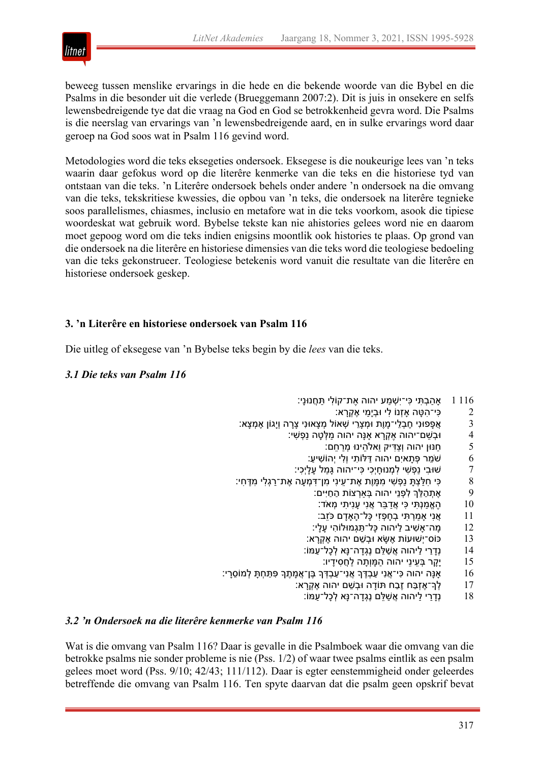beweeg tussen menslike ervarings in die hede en die bekende woorde van die Bybel en die Psalms in die besonder uit die verlede (Brueggemann 2007:2). Dit is juis in onsekere en selfs lewensbedreigende tye dat die vraag na God en God se betrokkenheid gevra word. Die Psalms is die neerslag van ervarings van 'n lewensbedreigende aard, en in sulke ervarings word daar geroep na God soos wat in Psalm 116 gevind word.

Metodologies word die teks eksegeties ondersoek. Eksegese is die noukeurige lees van 'n teks waarin daar gefokus word op die literêre kenmerke van die teks en die historiese tyd van ontstaan van die teks. 'n Literêre ondersoek behels onder andere 'n ondersoek na die omvang van die teks, tekskritiese kwessies, die opbou van 'n teks, die ondersoek na literêre tegnieke soos parallelismes, chiasmes, inclusio en metafore wat in die teks voorkom, asook die tipiese woordeskat wat gebruik word. Bybelse tekste kan nie ahistories gelees word nie en daarom moet gepoog word om die teks indien enigsins moontlik ook histories te plaas. Op grond van die ondersoek na die literêre en historiese dimensies van die teks word die teologiese bedoeling van die teks gekonstrueer. Teologiese betekenis word vanuit die resultate van die literêre en historiese ondersoek geskep.

### 3. 'n Literêre en historiese ondersoek van Psalm 116

Die uitleg of eksegese van 'n Bybelse teks begin by die *lees* van die teks.

#### *3.1 Die teks van Psalm 116*

116 1 אָהַבְתִּי כִּי־יִשְׁמַע יהוה אֶת־קוֹלִי תַּחֲנוּנָי׃
2 כִּי־הִטָּה אָזְנוֹ לִי וּבְיָמַי אֶקְרָא׃
3 אֲפָפוּנִי חֶבְלֵי־מָוֶת וּמְצָרֵי שְׁאוֹל מְצָאוּנִי צָרָה וְיָגוֹן אֶמְצָא׃
4 וּבְשֵׁם־יהוה אֶקְרָא אָנָּה יהוה מַלְּטָה נַפְשִׁי׃
5 חַנּוּן יהוה וְצַדִּיק וֵאלֹהֵינוּ מְרַחֵם׃
6 שֹׁמֵר פְּתָאִים יהוה דַּלֹּתִי וְלִי יְהוֹשִׁיעַ׃
7 שׁוּבִי נַפְשִׁי לִמְנוּחָיְכִי כִּי־יהוה גָּמַל עָלָיְכִי׃
8 כִּי חִלַּצְתָּ נַפְשִׁי מִמָּוֶת אֶת־עֵינִי מִן־דִּמְעָה אֶת־רַגְלִי מִדֶּחִי׃
9 אֶתְהַלֵּךְ לִפְנֵי יהוה בְּאַרְצוֹת הַחַיִּים׃
10 הֶאֱמַנְתִּי כִּי אֲדַבֵּר אֲנִי עָנִיתִי מְאֹד׃
11 אֲנִי אָמַרְתִּי בְחָפְזִי כָּל־הָאָדָם כֹּזֵב׃
12 מָה־אָשִׁיב לַיהוה כָּל־תַּגְמוּלוֹהִי עָלָי׃
13 כּוֹס־יְשׁוּעוֹת אֶשָּׂא וּבְשֵׁם יהוה אֶקְרָא׃
14 נְדָרַי לַיהוה אֲשַׁלֵּם נֶגְדָה־נָּא לְכָל־עַמּוֹ׃
15 יָקָר בְּעֵינֵי יהוה הַמָּוְתָה לַחֲסִידָיו׃
16 אָנָּה יהוה כִּי־אֲנִי עַבְדֶּךָ אֲנִי־עַבְדְּךָ בֶּן־אֲמָתֶךָ פִּתַּחְתָּ לְמוֹסֵרָי׃
17 לְךָ־אֶזְבַּח זֶבַח תּוֹדָה וּבְשֵׁם יהוה אֶקְרָא׃
18 נְדָרַי לַיהוה אֲשַׁלֵּם נֶגְדָה־נָּא לְכָל־עַמּוֹ׃

#### *3.2 'n Ondersoek na die literêre kenmerke van Psalm 116*

Wat is die omvang van Psalm 116? Daar is gevalle in die Psalmboek waar die omvang van die betrokke psalms nie sonder probleme is nie (Pss. 1/2) of waar twee psalms eintlik as een psalm gelees moet word (Pss. 9/10; 42/43; 111/112). Daar is egter eenstemmigheid onder geleerdes betreffende die omvang van Psalm 116. Ten spyte daarvan dat die psalm geen opskrif bevat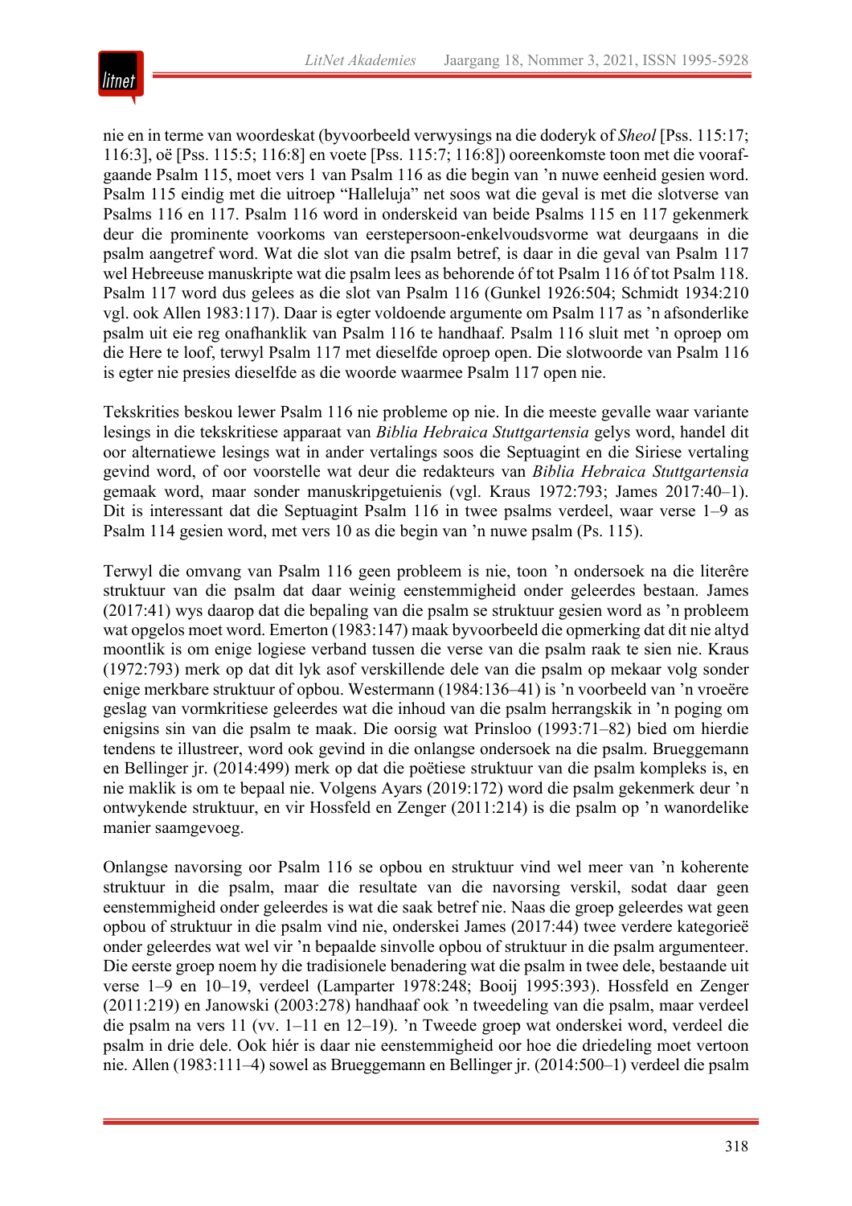nie en in terme van woordeskat (byvoorbeeld verwysings na die doderyk of *Sheol* [Pss. 115:17; 116:3], oë [Pss. 115:5; 116:8] en voete [Pss. 115:7; 116:8]) ooreenkomste toon met die voorafgaande Psalm 115, moet vers 1 van Psalm 116 as die begin van 'n nuwe eenheid gesien word. Psalm 115 eindig met die uitroep "Halleluja" net soos wat die geval is met die slotverse van Psalms 116 en 117. Psalm 116 word in onderskeid van beide Psalms 115 en 117 gekenmerk deur die prominente voorkoms van eerstepersoon-enkelvoudsvorme wat deurgaans in die psalm aangetref word. Wat die slot van die psalm betref, is daar in die geval van Psalm 117 wel Hebreeuse manuskripte wat die psalm lees as behorende óf tot Psalm 116 óf tot Psalm 118. Psalm 117 word dus gelees as die slot van Psalm 116 (Gunkel 1926:504; Schmidt 1934:210 vgl. ook Allen 1983:117). Daar is egter voldoende argumente om Psalm 117 as 'n afsonderlike psalm uit eie reg onafhanklik van Psalm 116 te handhaaf. Psalm 116 sluit met 'n oproep om die Here te loof, terwyl Psalm 117 met dieselfde oproep open. Die slotwoorde van Psalm 116 is egter nie presies dieselfde as die woorde waarmee Psalm 117 open nie.

Tekskrities beskou lewer Psalm 116 nie probleme op nie. In die meeste gevalle waar variante lesings in die tekskritiese apparaat van *Biblia Hebraica Stuttgartensia* gelys word, handel dit oor alternatiewe lesings wat in ander vertalings soos die Septuagint en die Siriese vertaling gevind word, of oor voorstelle wat deur die redakteurs van *Biblia Hebraica Stuttgartensia* gemaak word, maar sonder manuskripgetuienis (vgl. Kraus 1972:793; James 2017:40–1). Dit is interessant dat die Septuagint Psalm 116 in twee psalms verdeel, waar verse 1–9 as Psalm 114 gesien word, met vers 10 as die begin van 'n nuwe psalm (Ps. 115).

Terwyl die omvang van Psalm 116 geen probleem is nie, toon 'n ondersoek na die literêre struktuur van die psalm dat daar weinig eenstemmigheid onder geleerdes bestaan. James (2017:41) wys daarop dat die bepaling van die psalm se struktuur gesien word as 'n probleem wat opgelos moet word. Emerton (1983:147) maak byvoorbeeld die opmerking dat dit nie altyd moontlik is om enige logiese verband tussen die verse van die psalm raak te sien nie. Kraus (1972:793) merk op dat dit lyk asof verskillende dele van die psalm op mekaar volg sonder enige merkbare struktuur of opbou. Westermann (1984:136–41) is 'n voorbeeld van 'n vroeëre geslag van vormkritiese geleerdes wat die inhoud van die psalm herrangskik in 'n poging om enigsins sin van die psalm te maak. Die oorsig wat Prinsloo (1993:71–82) bied om hierdie tendens te illustreer, word ook gevind in die onlangse ondersoek na die psalm. Brueggemann en Bellinger jr. (2014:499) merk op dat die poëtiese struktuur van die psalm kompleks is, en nie maklik is om te bepaal nie. Volgens Ayars (2019:172) word die psalm gekenmerk deur 'n ontwykende struktuur, en vir Hossfeld en Zenger (2011:214) is die psalm op 'n wanordelike manier saamgevoeg.

Onlangse navorsing oor Psalm 116 se opbou en struktuur vind wel meer van 'n koherente struktuur in die psalm, maar die resultate van die navorsing verskil, sodat daar geen eenstemmigheid onder geleerdes is wat die saak betref nie. Naas die groep geleerdes wat geen opbou of struktuur in die psalm vind nie, onderskei James (2017:44) twee verdere kategorieë onder geleerdes wat wel vir 'n bepaalde sinvolle opbou of struktuur in die psalm argumenteer. Die eerste groep noem hy die tradisionele benadering wat die psalm in twee dele, bestaande uit verse 1–9 en 10–19, verdeel (Lamparter 1978:248; Booij 1995:393). Hossfeld en Zenger (2011:219) en Janowski (2003:278) handhaaf ook 'n tweedeling van die psalm, maar verdeel die psalm na vers 11 (vv. 1–11 en 12–19). 'n Tweede groep wat onderskei word, verdeel die psalm in drie dele. Ook hiér is daar nie eenstemmigheid oor hoe die driedeling moet vertoon nie. Allen (1983:111–4) sowel as Brueggemann en Bellinger jr. (2014:500–1) verdeel die psalm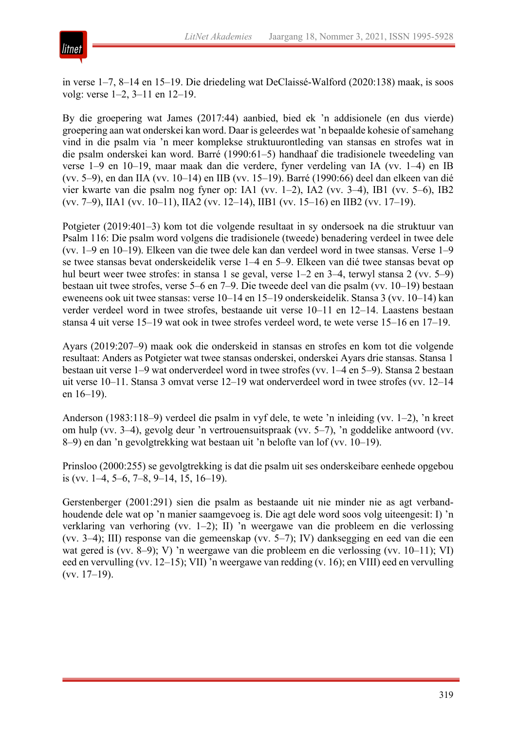in verse 1–7, 8–14 en 15–19. Die driedeling wat DeClaissé-Walford (2020:138) maak, is soos volg: verse 1–2, 3–11 en 12–19.

By die groepering wat James (2017:44) aanbied, bied ek ’n addisionele (en dus vierde) groepering aan wat onderskei kan word. Daar is geleerdes wat ’n bepaalde kohesie of samehang vind in die psalm via ’n meer komplekse struktuurontleding van stansas en strofes wat in die psalm onderskei kan word. Barré (1990:61–5) handhaaf die tradisionele tweedeling van verse 1–9 en 10–19, maar maak dan die verdere, fyner verdeling van IA (vv. 1–4) en IB (vv. 5–9), en dan IIA (vv. 10–14) en IIB (vv. 15–19). Barré (1990:66) deel dan elkeen van dié vier kwarte van die psalm nog fyner op: IA1 (vv. 1–2), IA2 (vv. 3–4), IB1 (vv. 5–6), IB2 (vv. 7–9), IIA1 (vv. 10–11), IIA2 (vv. 12–14), IIB1 (vv. 15–16) en IIB2 (vv. 17–19).

Potgieter (2019:401–3) kom tot die volgende resultaat in sy ondersoek na die struktuur van Psalm 116: Die psalm word volgens die tradisionele (tweede) benadering verdeel in twee dele (vv. 1–9 en 10–19). Elkeen van die twee dele kan dan verdeel word in twee stansas. Verse 1–9 se twee stansas bevat onderskeidelik verse 1–4 en 5–9. Elkeen van dié twee stansas bevat op hul beurt weer twee strofes: in stansa 1 se geval, verse 1–2 en 3–4, terwyl stansa 2 (vv. 5–9) bestaan uit twee strofes, verse 5–6 en 7–9. Die tweede deel van die psalm (vv. 10–19) bestaan eweneens ook uit twee stansas: verse 10–14 en 15–19 onderskeidelik. Stansa 3 (vv. 10–14) kan verder verdeel word in twee strofes, bestaande uit verse 10–11 en 12–14. Laastens bestaan stansa 4 uit verse 15–19 wat ook in twee strofes verdeel word, te wete verse 15–16 en 17–19.

Ayars (2019:207–9) maak ook die onderskeid in stansas en strofes en kom tot die volgende resultaat: Anders as Potgieter wat twee stansas onderskei, onderskei Ayars drie stansas. Stansa 1 bestaan uit verse 1–9 wat onderverdeel word in twee strofes (vv. 1–4 en 5–9). Stansa 2 bestaan uit verse 10–11. Stansa 3 omvat verse 12–19 wat onderverdeel word in twee strofes (vv. 12–14 en 16–19).

Anderson (1983:118–9) verdeel die psalm in vyf dele, te wete ’n inleiding (vv. 1–2), ’n kreet om hulp (vv. 3–4), gevolg deur ’n vertrouensuitspraak (vv. 5–7), ’n goddelike antwoord (vv. 8–9) en dan ’n gevolgtrekking wat bestaan uit ’n belofte van lof (vv. 10–19).

Prinsloo (2000:255) se gevolgtrekking is dat die psalm uit ses onderskeibare eenhede opgebou is (vv. 1–4, 5–6, 7–8, 9–14, 15, 16–19).

Gerstenberger (2001:291) sien die psalm as bestaande uit nie minder nie as agt verbandhoudende dele wat op ’n manier saamgevoeg is. Die agt dele word soos volg uiteengesit: I) ’n verklaring van verhoring (vv. 1–2); II) ’n weergawe van die probleem en die verlossing (vv. 3–4); III) response van die gemeenskap (vv. 5–7); IV) danksegging en eed van die een wat gered is (vv. 8–9); V) ’n weergawe van die probleem en die verlossing (vv. 10–11); VI) eed en vervulling (vv. 12–15); VII) ’n weergawe van redding (v. 16); en VIII) eed en vervulling (vv. 17–19).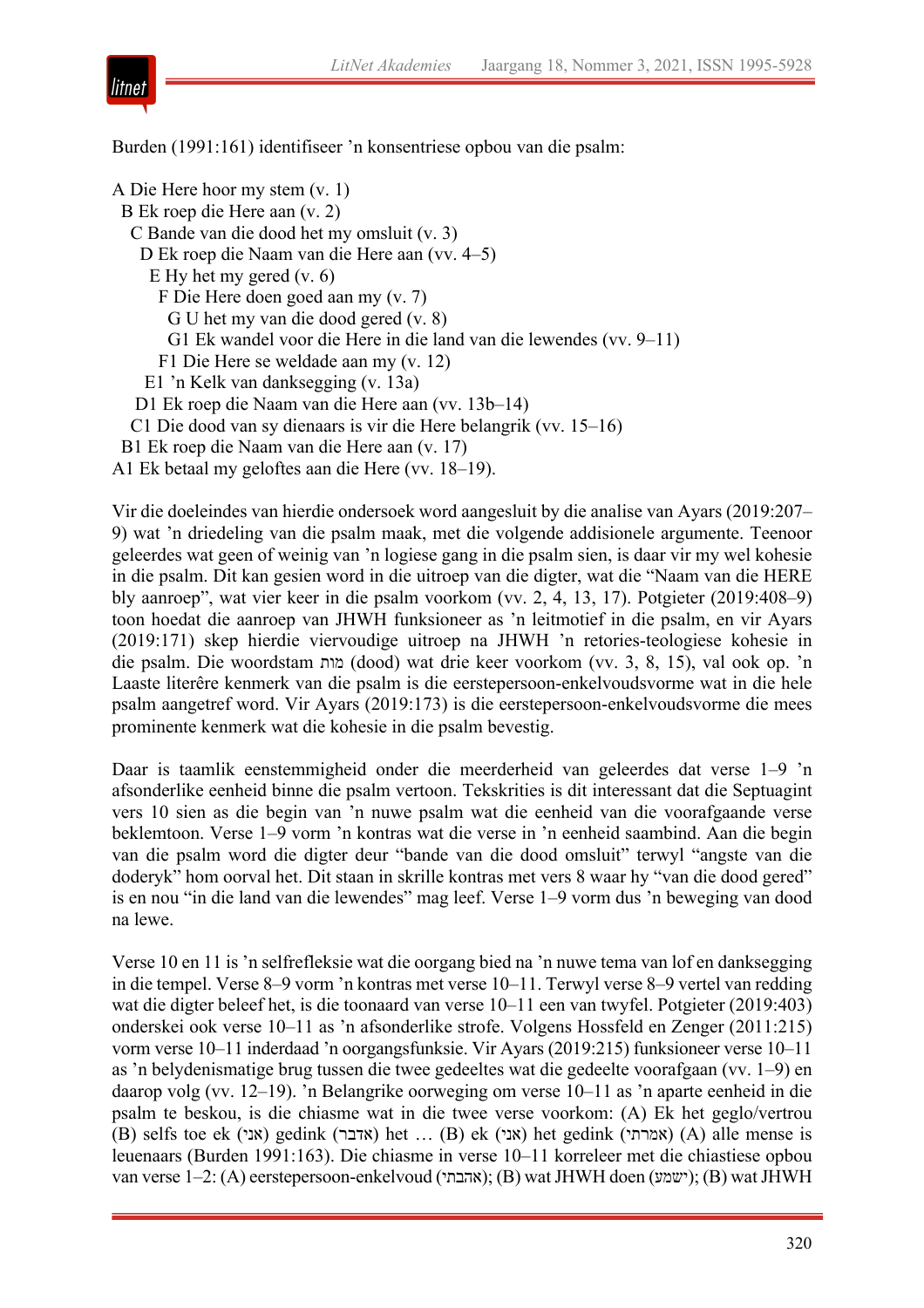Burden (1991:161) identifiseer ’n konsentriese opbou van die psalm:

A Die Here hoor my stem (v. 1)  
  B Ek roep die Here aan (v. 2)  
    C Bande van die dood het my omsluit (v. 3)  
      D Ek roep die Naam van die Here aan (vv. 4–5)  
        E Hy het my gered (v. 6)  
          F Die Here doen goed aan my (v. 7)  
            G U het my van die dood gered (v. 8)  
            G1 Ek wandel voor die Here in die land van die lewendes (vv. 9–11)  
          F1 Die Here se weldade aan my (v. 12)  
        E1 ’n Kelk van danksegging (v. 13a)  
      D1 Ek roep die Naam van die Here aan (vv. 13b–14)  
    C1 Die dood van sy dienaars is vir die Here belangrik (vv. 15–16)  
  B1 Ek roep die Naam van die Here aan (v. 17)  
A1 Ek betaal my geloftes aan die Here (vv. 18–19).

Vir die doeleindes van hierdie ondersoek word aangesluit by die analise van Ayars (2019:207–9) wat ’n driedeling van die psalm maak, met die volgende addisionele argumente. Teenoor geleerdes wat geen of weinig van ’n logiese gang in die psalm sien, is daar vir my wel kohesie in die psalm. Dit kan gesien word in die uitroep van die digter, wat die “Naam van die HERE bly aanroep”, wat vier keer in die psalm voorkom (vv. 2, 4, 13, 17). Potgieter (2019:408–9) toon hoedat die aanroep van JHWH funksioneer as ’n leitmotief in die psalm, en vir Ayars (2019:171) skep hierdie viervoudige uitroep na JHWH ’n retories-teologiese kohesie in die psalm. Die woordstam מות (dood) wat drie keer voorkom (vv. 3, 8, 15), val ook op. ’n Laaste literêre kenmerk van die psalm is die eerstepersoon-enkelvoudsvorme wat in die hele psalm aangetref word. Vir Ayars (2019:173) is die eerstepersoon-enkelvoudsvorme die mees prominente kenmerk wat die kohesie in die psalm bevestig.

Daar is taamlik eenstemmigheid onder die meerderheid van geleerdes dat verse 1–9 ’n afsonderlike eenheid binne die psalm vertoon. Tekstkrities is dit interessant dat die Septuagint vers 10 sien as die begin van ’n nuwe psalm wat die eenheid van die voorafgaande verse beklemtoon. Verse 1–9 vorm ’n kontras wat die verse in ’n eenheid saambind. Aan die begin van die psalm word die digter deur “bande van die dood omsluit” terwyl “angste van die doderyk” hom oorval het. Dit staan in skrille kontras met vers 8 waar hy “van die dood gered” is en nou “in die land van die lewendes” mag leef. Verse 1–9 vorm dus ’n beweging van dood na lewe.

Verse 10 en 11 is ’n selfrefleksie wat die oorgang bied na ’n nuwe tema van lof en danksegging in die tempel. Verse 8–9 vorm ’n kontras met verse 10–11. Terwyl verse 8–9 vertel van redding wat die digter beleef het, is die toonaard van verse 10–11 een van twyfel. Potgieter (2019:403) onderskei ook verse 10–11 as ’n afsonderlike strofe. Volgens Hossfeld en Zenger (2011:215) vorm verse 10–11 inderdaad ’n oorgangsfunksie. Vir Ayars (2019:215) funksioneer verse 10–11 as ’n belydenismatige brug tussen die twee gedeeltes wat die gedeelte voorafgaan (vv. 1–9) en daarop volg (vv. 12–19). ’n Belangrike oorweging om verse 10–11 as ’n aparte eenheid in die psalm te beskou, is die chiasme wat in die twee verse voorkom: (A) Ek het geglo/vertrou (B) selfs toe ek (אני) gedink (אדבר) het … (B) ek (אני) het gedink (אמרתי) (A) alle mense is leuenaars (Burden 1991:163). Die chiasme in verse 10–11 korreleer met die chiastiese opbou van verse 1–2: (A) eerstepersoon-enkelvoud (אהבתי); (B) wat JHWH doen (ישמע); (B) wat JHWH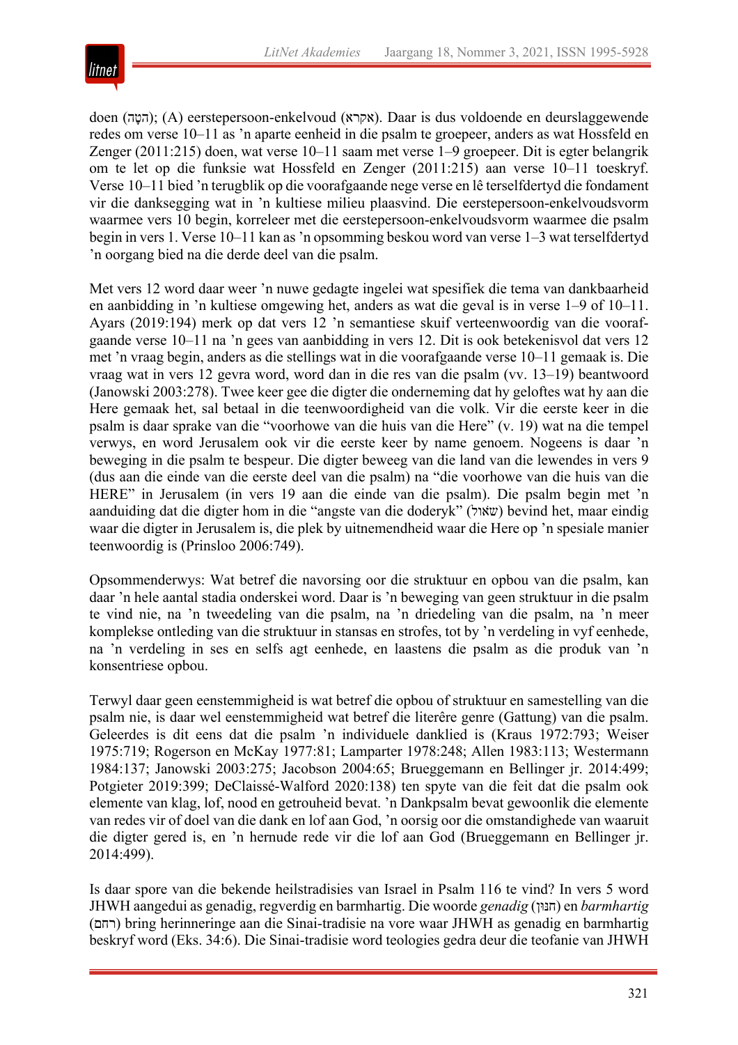doen (הִטָּה); (A) eerstepersoon-enkelvoud (אקרא). Daar is dus voldoende en deurslaggewende redes om verse 10–11 as 'n aparte eenheid in die psalm te groepeer, anders as wat Hossfeld en Zenger (2011:215) doen, wat verse 10–11 saam met verse 1–9 groepeer. Dit is egter belangrik om te let op die funksie wat Hossfeld en Zenger (2011:215) aan verse 10–11 toeskryf. Verse 10–11 bied 'n terugblik op die voorafgaande nege verse en lê terselfdertyd die fondament vir die danksegging wat in 'n kultiese milieu plaasvind. Die eerstepersoon-enkelvoudsvorm waarmee vers 10 begin, korreleer met die eerstepersoon-enkelvoudsvorm waarmee die psalm begin in vers 1. Verse 10–11 kan as 'n opsomming beskou word van verse 1–3 wat terselfdertyd 'n oorgang bied na die derde deel van die psalm.

Met vers 12 word daar weer 'n nuwe gedagte ingelei wat spesifiek die tema van dankbaarheid en aanbidding in 'n kultiese omgewing het, anders as wat die geval is in verse 1–9 of 10–11. Ayars (2019:194) merk op dat vers 12 'n semantiese skuif verteenwoordig van die voorafgaande verse 10–11 na 'n gees van aanbidding in vers 12. Dit is ook betekenisvol dat vers 12 met 'n vraag begin, anders as die stellings wat in die voorafgaande verse 10–11 gemaak is. Die vraag wat in vers 12 gevra word, word dan in die res van die psalm (vv. 13–19) beantwoord (Janowski 2003:278). Twee keer gee die digter die onderneming dat hy geloftes wat hy aan die Here gemaak het, sal betaal in die teenwoordigheid van die volk. Vir die eerste keer in die psalm is daar sprake van die "voorhowe van die huis van die Here" (v. 19) wat na die tempel verwys, en word Jerusalem ook vir die eerste keer by name genoem. Nogeens is daar 'n beweging in die psalm te bespeur. Die digter beweeg van die land van die lewendes in vers 9 (dus aan die einde van die eerste deel van die psalm) na "die voorhowe van die huis van die HERE" in Jerusalem (in vers 19 aan die einde van die psalm). Die psalm begin met 'n aanduiding dat die digter hom in die "angste van die doderyk" (שׁאול) bevind het, maar eindig waar die digter in Jerusalem is, die plek by uitnemendheid waar die Here op 'n spesiale manier teenwoordig is (Prinsloo 2006:749).

Opsommenderwys: Wat betref die navorsing oor die struktuur en opbou van die psalm, kan daar 'n hele aantal stadia onderskei word. Daar is 'n beweging van geen struktuur in die psalm te vind nie, na 'n tweedeling van die psalm, na 'n driedeling van die psalm, na 'n meer komplekse ontleding van die struktuur in stansas en strofes, tot by 'n verdeling in vyf eenhede, na 'n verdeling in ses en selfs agt eenhede, en laastens die psalm as die produk van 'n konsentriese opbou.

Terwyl daar geen eenstemmigheid is wat betref die opbou of struktuur en samestelling van die psalm nie, is daar wel eenstemmigheid wat betref die literêre genre (Gattung) van die psalm. Geleerdes is dit eens dat die psalm 'n individuele danklied is (Kraus 1972:793; Weiser 1975:719; Rogerson en McKay 1977:81; Lamparter 1978:248; Allen 1983:113; Westermann 1984:137; Janowski 2003:275; Jacobson 2004:65; Brueggemann en Bellinger jr. 2014:499; Potgieter 2019:399; DeClaissé-Walford 2020:138) ten spyte van die feit dat die psalm ook elemente van klag, lof, nood en getrouheid bevat. 'n Dankpsalm bevat gewoonlik die elemente van redes vir of doel van die dank en lof aan God, 'n oorsig oor die omstandighede van waaruit die digter gered is, en 'n hernude rede vir die lof aan God (Brueggemann en Bellinger jr. 2014:499).

Is daar spore van die bekende heilstradisies van Israel in Psalm 116 te vind? In vers 5 word JHWH aangedui as genadig, regverdig en barmhartig. Die woorde *genadig* (חנון) en *barmhartig* (רחם) bring herinneringe aan die Sinai-tradisie na vore waar JHWH as genadig en barmhartig beskryf word (Eks. 34:6). Die Sinai-tradisie word teologies gedra deur die teofanie van JHWH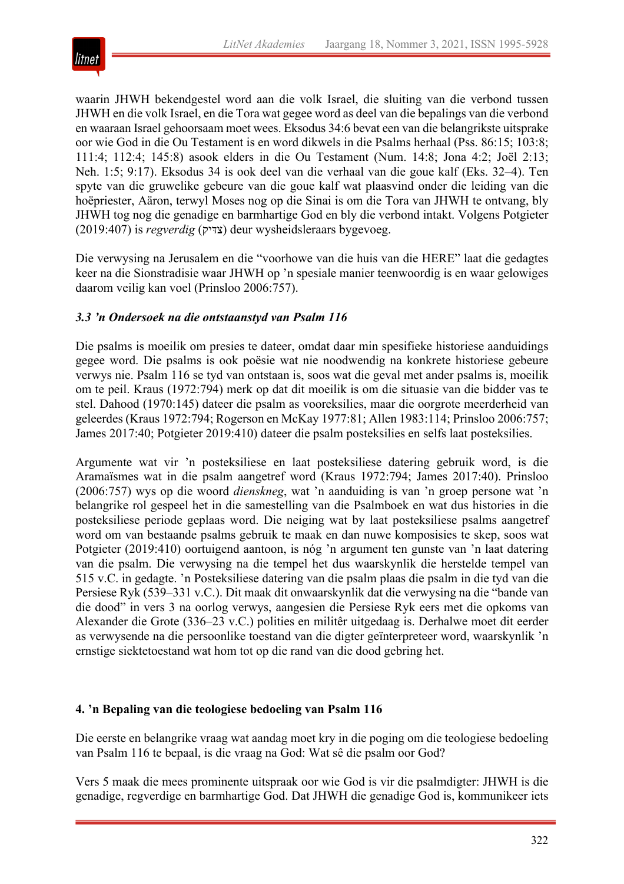waarin JHWH bekendgestel word aan die volk Israel, die sluiting van die verbond tussen JHWH en die volk Israel, en die Tora wat gegee word as deel van die bepalings van die verbond en waaraan Israel gehoorsaam moet wees. Eksodus 34:6 bevat een van die belangrikste uitsprake oor wie God in die Ou Testament is en word dikwels in die Psalms herhaal (Pss. 86:15; 103:8; 111:4; 112:4; 145:8) asook elders in die Ou Testament (Num. 14:8; Jona 4:2; Joël 2:13; Neh. 1:5; 9:17). Eksodus 34 is ook deel van die verhaal van die goue kalf (Eks. 32–4). Ten spyte van die gruwelike gebeure van die goue kalf wat plaasvind onder die leiding van die hoëpriester, Aäron, terwyl Moses nog op die Sinai is om die Tora van JHWH te ontvang, bly JHWH tog nog die genadige en barmhartige God en bly die verbond intakt. Volgens Potgieter (2019:407) is *regverdig* (צדיק) deur wysheidsleraars bygevoeg.

Die verwysing na Jerusalem en die "voorhowe van die huis van die HERE" laat die gedagtes keer na die Sionstradisie waar JHWH op 'n spesiale manier teenwoordig is en waar gelowiges daarom veilig kan voel (Prinsloo 2006:757).

### *3.3 'n Ondersoek na die ontstaanstyd van Psalm 116*

Die psalms is moeilik om presies te dateer, omdat daar min spesifieke historiese aanduidings gegee word. Die psalms is ook poësie wat nie noodwendig na konkrete historiese gebeure verwys nie. Psalm 116 se tyd van ontstaan is, soos wat die geval met ander psalms is, moeilik om te peil. Kraus (1972:794) merk op dat dit moeilik is om die situasie van die bidder vas te stel. Dahood (1970:145) dateer die psalm as vooreksilies, maar die oorgrote meerderheid van geleerdes (Kraus 1972:794; Rogerson en McKay 1977:81; Allen 1983:114; Prinsloo 2006:757; James 2017:40; Potgieter 2019:410) dateer die psalm posteksilies en selfs laat posteksilies.

Argumente wat vir 'n posteksiliese en laat posteksiliese datering gebruik word, is die Aramaïsmes wat in die psalm aangetref word (Kraus 1972:794; James 2017:40). Prinsloo (2006:757) wys op die woord *dienskneg*, wat 'n aanduiding is van 'n groep persone wat 'n belangrike rol gespeel het in die samestelling van die Psalmboek en wat dus histories in die posteksiliese periode geplaas word. Die neiging wat by laat posteksiliese psalms aangetref word om van bestaande psalms gebruik te maak en dan nuwe komposisies te skep, soos wat Potgieter (2019:410) oortuigend aantoon, is nóg 'n argument ten gunste van 'n laat datering van die psalm. Die verwysing na die tempel het dus waarskynlik die herstelde tempel van 515 v.C. in gedagte. 'n Posteksiliese datering van die psalm plaas die psalm in die tyd van die Persiese Ryk (539–331 v.C.). Dit maak dit onwaarskynlik dat die verwysing na die "bande van die dood" in vers 3 na oorlog verwys, aangesien die Persiese Ryk eers met die opkoms van Alexander die Grote (336–23 v.C.) polities en militêr uitgedaag is. Derhalwe moet dit eerder as verwysende na die persoonlike toestand van die digter geïnterpreteer word, waarskynlik 'n ernstige siektetoestand wat hom tot op die rand van die dood gebring het.

## 4. 'n Bepaling van die teologiese bedoeling van Psalm 116

Die eerste en belangrike vraag wat aandag moet kry in die poging om die teologiese bedoeling van Psalm 116 te bepaal, is die vraag na God: Wat sê die psalm oor God?

Vers 5 maak die mees prominente uitspraak oor wie God is vir die psalmdigter: JHWH is die genadige, regverdige en barmhartige God. Dat JHWH die genadige God is, kommunikeer iets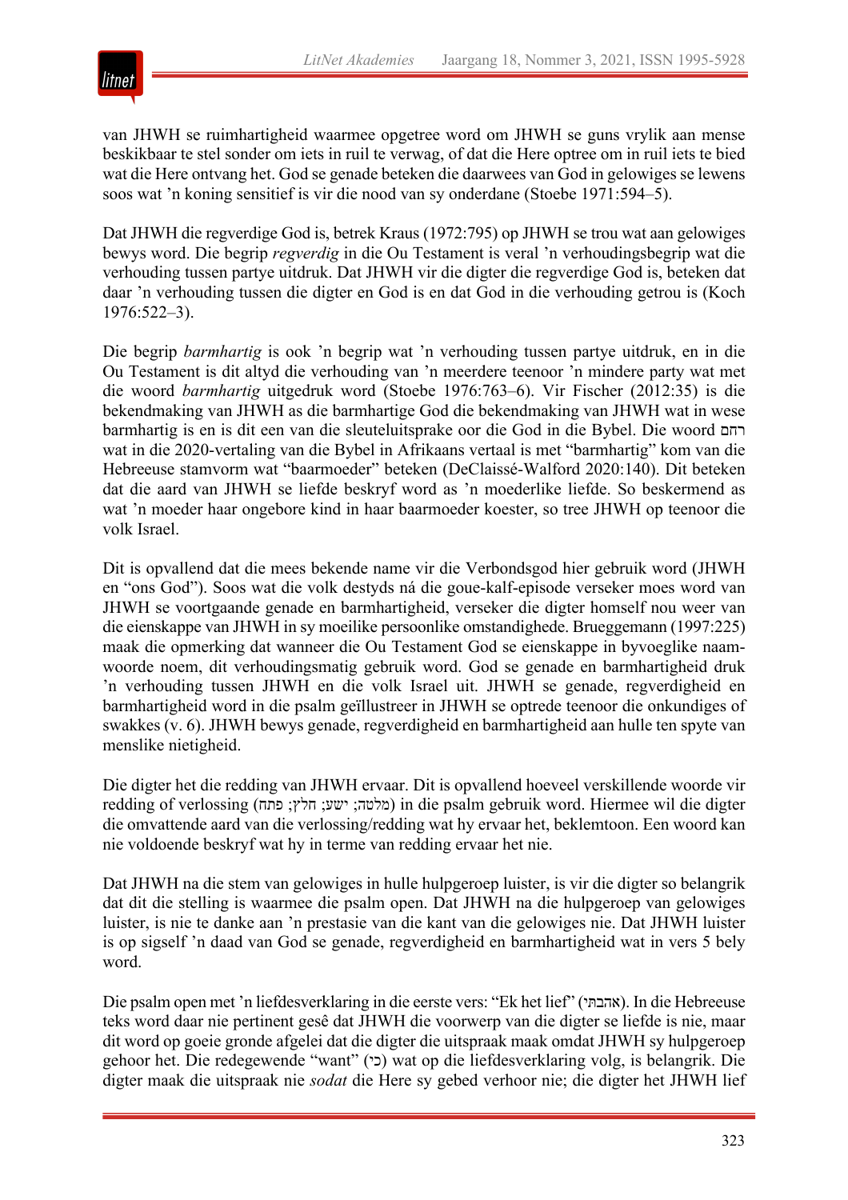van JHWH se ruimhartigheid waarmee opgetree word om JHWH se guns vrylik aan mense beskikbaar te stel sonder om iets in ruil te verwag, of dat die Here optree om in ruil iets te bied wat die Here ontvang het. God se genade beteken die daarwees van God in gelowiges se lewens soos wat 'n koning sensitief is vir die nood van sy onderdane (Stoebe 1971:594–5).

Dat JHWH die regverdige God is, betrek Kraus (1972:795) op JHWH se trou wat aan gelowiges bewys word. Die begrip *regverdig* in die Ou Testament is veral 'n verhoudingsbegrip wat die verhouding tussen partye uitdruk. Dat JHWH vir die digter die regverdige God is, beteken dat daar 'n verhouding tussen die digter en God is en dat God in die verhouding getrou is (Koch 1976:522–3).

Die begrip *barmhartig* is ook 'n begrip wat 'n verhouding tussen partye uitdruk, en in die Ou Testament is dit altyd die verhouding van 'n meerdere teenoor 'n mindere party wat met die woord *barmhartig* uitgedruk word (Stoebe 1976:763–6). Vir Fischer (2012:35) is die bekendmaking van JHWH as die barmhartige God die bekendmaking van JHWH wat in wese barmhartig is en is dit een van die sleuteluitsprake oor die God in die Bybel. Die woord רחם wat in die 2020-vertaling van die Bybel in Afrikaans vertaal is met "barmhartig" kom van die Hebreeuse stamvorm wat "baarmoeder" beteken (DeClaissé-Walford 2020:140). Dit beteken dat die aard van JHWH se liefde beskryf word as 'n moederlike liefde. So beskermend as wat 'n moeder haar ongebore kind in haar baarmoeder koester, so tree JHWH op teenoor die volk Israel.

Dit is opvallend dat die mees bekende name vir die Verbondsgod hier gebruik word (JHWH en "ons God"). Soos wat die volk destyds ná die goue-kalf-episode verseker moes word van JHWH se voortgaande genade en barmhartigheid, verseker die digter homself nou weer van die eienskappe van JHWH in sy moeilike persoonlike omstandighede. Brueggemann (1997:225) maak die opmerking dat wanneer die Ou Testament God se eienskappe in byvoeglike naamwoorde noem, dit verhoudingsmatig gebruik word. God se genade en barmhartigheid druk 'n verhouding tussen JHWH en die volk Israel uit. JHWH se genade, regverdigheid en barmhartigheid word in die psalm geïllustreer in JHWH se optrede teenoor die onkundiges of swakkes (v. 6). JHWH bewys genade, regverdigheid en barmhartigheid aan hulle ten spyte van menslike nietigheid.

Die digter het die redding van JHWH ervaar. Dit is opvallend hoeveel verskillende woorde vir redding of verlossing (מלטה; ישע; חלץ; פתח) in die psalm gebruik word. Hiermee wil die digter die omvattende aard van die verlossing/redding wat hy ervaar het, beklemtoon. Een woord kan nie voldoende beskryf wat hy in terme van redding ervaar het nie.

Dat JHWH na die stem van gelowiges in hulle hulpgeroep luister, is vir die digter so belangrik dat dit die stelling is waarmee die psalm open. Dat JHWH na die hulpgeroep van gelowiges luister, is nie te danke aan 'n prestasie van die kant van die gelowiges nie. Dat JHWH luister is op sigself 'n daad van God se genade, regverdigheid en barmhartigheid wat in vers 5 bely word.

Die psalm open met 'n liefdesverklaring in die eerste vers: "Ek het lief" (אהבתי). In die Hebreeuse teks word daar nie pertinent gesê dat JHWH die voorwerp van die digter se liefde is nie, maar dit word op goeie gronde afgelei dat die digter die uitspraak maak omdat JHWH sy hulpgeroep gehoor het. Die redegewende "want" (כי) wat op die liefdesverklaring volg, is belangrik. Die digter maak die uitspraak nie *sodat* die Here sy gebed verhoor nie; die digter het JHWH lief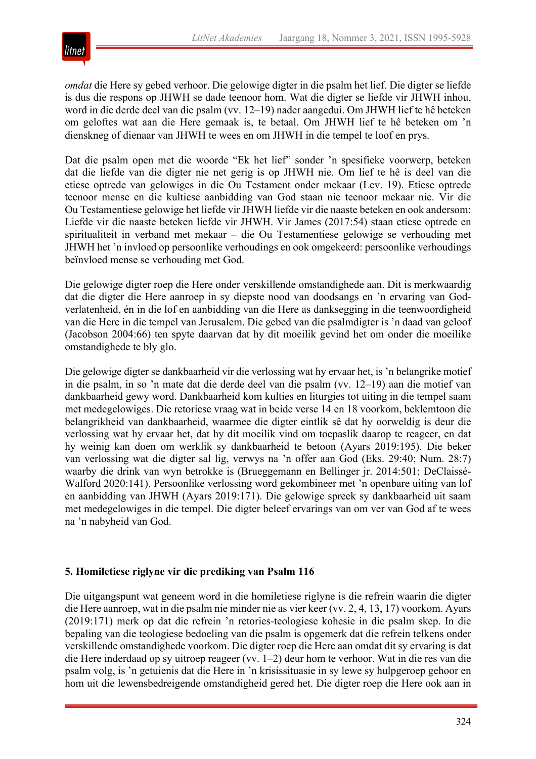*omdat* die Here sy gebed verhoor. Die gelowige digter in die psalm het lief. Die digter se liefde is dus die respons op JHWH se dade teenoor hom. Wat die digter se liefde vir JHWH inhou, word in die derde deel van die psalm (vv. 12–19) nader aangedui. Om JHWH lief te hê beteken om geloftes wat aan die Here gemaak is, te betaal. Om JHWH lief te hê beteken om ’n diensknег of dienaar van JHWH te wees en om JHWH in die tempel te loof en prys.

Dat die psalm open met die woorde “Ek het lief” sonder ’n spesifieke voorwerp, beteken dat die liefde van die digter nie net gerig is op JHWH nie. Om lief te hê is deel van die etiese optrede van gelowiges in die Ou Testament onder mekaar (Lev. 19). Etiese optrede teenoor mense en die kultiese aanbidding van God staan nie teenoor mekaar nie. Vir die Ou Testamentiese gelowige het liefde vir JHWH liefde vir die naaste beteken en ook andersom: Liefde vir die naaste beteken liefde vir JHWH. Vir James (2017:54) staan etiese optrede en spiritualiteit in verband met mekaar – die Ou Testamentiese gelowige se verhouding met JHWH het ’n invloed op persoonlike verhoudings en ook omgekeerd: persoonlike verhoudings beïnvloed mense se verhouding met God.

Die gelowige digter roep die Here onder verskillende omstandighede aan. Dit is merkwaardig dat die digter die Here aanroep in sy diepste nood van doodsangs en ’n ervaring van Godverlatenheid, én in die lof en aanbidding van die Here as danksegging in die teenwoordigheid van die Here in die tempel van Jerusalem. Die gebed van die psalmdigter is ’n daad van geloof (Jacobson 2004:66) ten spyte daarvan dat hy dit moeilik gevind het om onder die moeilike omstandighede te bly glo.

Die gelowige digter se dankbaarheid vir die verlossing wat hy ervaar het, is ’n belangrike motief in die psalm, in so ’n mate dat die derde deel van die psalm (vv. 12–19) aan die motief van dankbaarheid gewy word. Dankbaarheid kom kulties en liturgies tot uiting in die tempel saam met medegelowiges. Die retoriese vraag wat in beide verse 14 en 18 voorkom, beklemtoon die belangrikheid van dankbaarheid, waarmee die digter eintlik sê dat hy oorweldig is deur die verlossing wat hy ervaar het, dat hy dit moeilik vind om toepaslik daarop te reageer, en dat hy weinig kan doen om werklik sy dankbaarheid te betoon (Ayars 2019:195). Die beker van verlossing wat die digter sal lig, verwys na ’n offer aan God (Eks. 29:40; Num. 28:7) waarby die drink van wyn betrokke is (Brueggemann en Bellinger jr. 2014:501; DeClaissé-Walford 2020:141). Persoonlike verlossing word gekombineer met ’n openbare uiting van lof en aanbidding van JHWH (Ayars 2019:171). Die gelowige spreek sy dankbaarheid uit saam met medegelowiges in die tempel. Die digter beleef ervarings van om ver van God af te wees na ’n nabyheid van God.

## 5. Homiletiese riglyne vir die prediking van Psalm 116

Die uitgangspunt wat geneem word in die homiletiese riglyne is die refrein waarin die digter die Here aanroep, wat in die psalm nie minder nie as vier keer (vv. 2, 4, 13, 17) voorkom. Ayars (2019:171) merk op dat die refrein ’n retories-teologiese kohesie in die psalm skep. In die bepaling van die teologiese bedoeling van die psalm is opgemerk dat die refrein telkens onder verskillende omstandighede voorkom. Die digter roep die Here aan omdat dit sy ervaring is dat die Here inderdaad op sy uitroep reageer (vv. 1–2) deur hom te verhoor. Wat in die res van die psalm volg, is ’n getuienis dat die Here in ’n krisissituasie in sy lewe sy hulpgeroep gehoor en hom uit die lewensbedreigende omstandigheid gered het. Die digter roep die Here ook aan in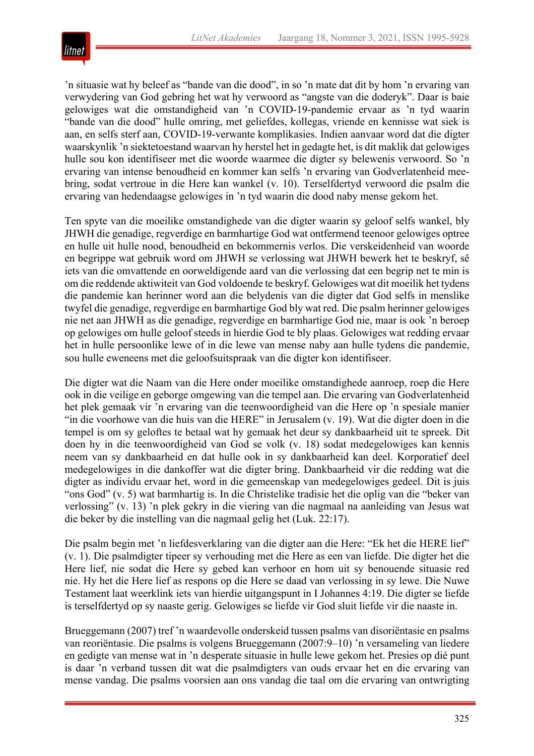’n situasie wat hy beleef as “bande van die dood”, in so ’n mate dat dit by hom ’n ervaring van verwydering van God gebring het wat hy verwoord as “angste van die doderyk”. Daar is baie gelowiges wat die omstandigheid van ’n COVID-19-pandemie ervaar as ’n tyd waarin “bande van die dood” hulle omring, met geliefdes, kollegas, vriende en kennisse wat siek is aan, en selfs sterf aan, COVID-19-verwante komplikasies. Indien aanvaar word dat die digter waarskynlik ’n siektetoestand waarvan hy herstel het in gedagte het, is dit maklik dat gelowiges hulle sou kon identifiseer met die woorde waarmee die digter sy belewenis verwoord. So ’n ervaring van intense benoudheid en kommer kan selfs ’n ervaring van Godverlatenheid meebring, sodat vertroue in die Here kan wankel (v. 10). Terselfdertyd verwoord die psalm die ervaring van hedendaagse gelowiges in ’n tyd waarin die dood naby mense gekom het.

Ten spyte van die moeilike omstandighede van die digter waarin sy geloof selfs wankel, bly JHWH die genadige, regverdige en barmhartige God wat ontfermend teenoor gelowiges optree en hulle uit hulle nood, benoudheid en bekommernis verlos. Die verskeidenheid van woorde en begrippe wat gebruik word om JHWH se verlossing wat JHWH bewerk het te beskryf, sê iets van die omvattende en oorweldigende aard van die verlossing dat een begrip net te min is om die reddende aktiwiteit van God voldoende te beskryf. Gelowiges wat dit moeilik het tydens die pandemie kan herinner word aan die belydenis van die digter dat God selfs in menslike twyfel die genadige, regverdige en barmhartige God bly wat red. Die psalm herinner gelowiges nie net aan JHWH as die genadige, regverdige en barmhartige God nie, maar is ook ’n beroep op gelowiges om hulle geloof steeds in hierdie God te bly plaas. Gelowiges wat redding ervaar het in hulle persoonlike lewe of in die lewe van mense naby aan hulle tydens die pandemie, sou hulle eweneens met die geloofsuitspraak van die digter kon identifiseer.

Die digter wat die Naam van die Here onder moeilike omstandighede aanroep, roep die Here ook in die veilige en geborge omgewing van die tempel aan. Die ervaring van Godverlatenheid het plek gemaak vir ’n ervaring van die teenwoordigheid van die Here op ’n spesiale manier “in die voorhowe van die huis van die HERE” in Jerusalem (v. 19). Wat die digter doen in die tempel is om sy geloftes te betaal wat hy gemaak het deur sy dankbaarheid uit te spreek. Dit doen hy in die teenwoordigheid van God se volk (v. 18) sodat medegelowiges kan kennis neem van sy dankbaarheid en dat hulle ook in sy dankbaarheid kan deel. Korporatief deel medegelowiges in die dankoffer wat die digter bring. Dankbaarheid vir die redding wat die digter as individu ervaar het, word in die gemeenskap van medegelowiges gedeel. Dit is juis “ons God” (v. 5) wat barmhartig is. In die Christelike tradisie het die oplig van die “beker van verlossing” (v. 13) ’n plek gekry in die viering van die nagmaal na aanleiding van Jesus wat die beker by die instelling van die nagmaal gelig het (Luk. 22:17).

Die psalm begin met ’n liefdesverklaring van die digter aan die Here: “Ek het die HERE lief” (v. 1). Die psalmdigter tipeer sy verhouding met die Here as een van liefde. Die digter het die Here lief, nie sodat die Here sy gebed kan verhoor en hom uit sy benouende situasie red nie. Hy het die Here lief as respons op die Here se daad van verlossing in sy lewe. Die Nuwe Testament laat weerklink iets van hierdie uitgangspunt in I Johannes 4:19. Die digter se liefde is terselfdertyd op sy naaste gerig. Gelowiges se liefde vir God sluit liefde vir die naaste in.

Brueggemann (2007) tref ’n waardevolle onderskeid tussen psalms van disoriëntasie en psalms van reoriëntasie. Die psalms is volgens Brueggemann (2007:9–10) ’n versameling van liedere en gedigte van mense wat in ’n desperate situasie in hulle lewe gekom het. Presies op dié punt is daar ’n verband tussen dit wat die psalmdigters van ouds ervaar het en die ervaring van mense vandag. Die psalms voorsien aan ons vandag die taal om die ervaring van ontwrigting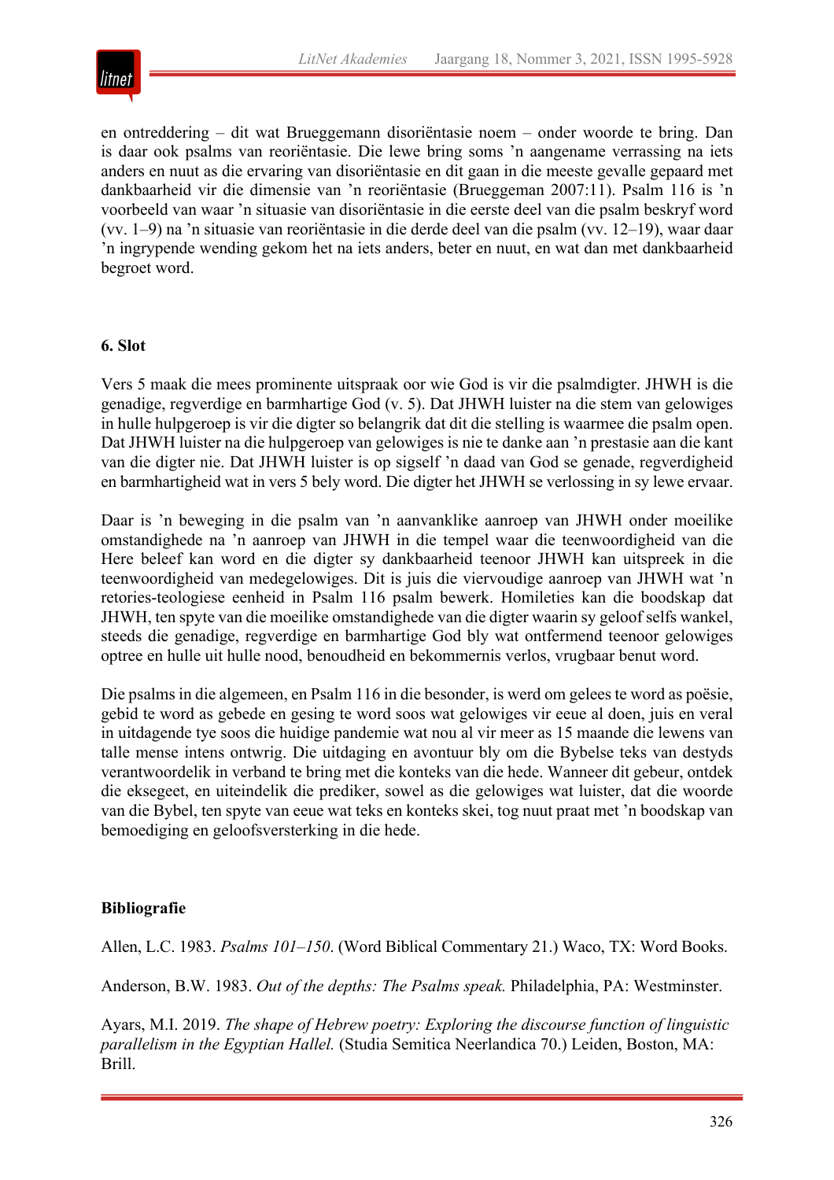en ontreddering – dit wat Brueggemann disoriëntasie noem – onder woorde te bring. Dan is daar ook psalms van reoriëntasie. Die lewe bring soms 'n aangename verrassing na iets anders en nuut as die ervaring van disoriëntasie en dit gaan in die meeste gevalle gepaard met dankbaarheid vir die dimensie van 'n reoriëntasie (Brueggeman 2007:11). Psalm 116 is 'n voorbeeld van waar 'n situasie van disoriëntasie in die eerste deel van die psalm beskryf word (vv. 1–9) na 'n situasie van reoriëntasie in die derde deel van die psalm (vv. 12–19), waar daar 'n ingrypende wending gekom het na iets anders, beter en nuut, en wat dan met dankbaarheid begroet word.

## 6. Slot

Vers 5 maak die mees prominente uitspraak oor wie God is vir die psalmdigter. JHWH is die genadige, regverdige en barmhartige God (v. 5). Dat JHWH luister na die stem van gelowiges in hulle hulpgeroep is vir die digter so belangrik dat dit die stelling is waarmee die psalm open. Dat JHWH luister na die hulpgeroep van gelowiges is nie te danke aan 'n prestasie aan die kant van die digter nie. Dat JHWH luister is op sigself 'n daad van God se genade, regverdigheid en barmhartigheid wat in vers 5 bely word. Die digter het JHWH se verlossing in sy lewe ervaar.

Daar is 'n beweging in die psalm van 'n aanvanklike aanroep van JHWH onder moeilike omstandighede na 'n aanroep van JHWH in die tempel waar die teenwoordigheid van die Here beleef kan word en die digter sy dankbaarheid teenoor JHWH kan uitspreek in die teenwoordigheid van medegelowiges. Dit is juis die viervoudige aanroep van JHWH wat 'n retories-teologiese eenheid in Psalm 116 psalm bewerk. Homileties kan die boodskap dat JHWH, ten spyte van die moeilike omstandighede van die digter waarin sy geloof selfs wankel, steeds die genadige, regverdige en barmhartige God bly wat ontfermend teenoor gelowiges optree en hulle uit hulle nood, benoudheid en bekommernis verlos, vrugbaar benut word.

Die psalms in die algemeen, en Psalm 116 in die besonder, is werd om gelees te word as poësie, gebid te word as gebede en gesing te word soos wat gelowiges vir eeue al doen, juis en veral in uitdagende tye soos die huidige pandemie wat nou al vir meer as 15 maande die lewens van talle mense intens ontwrig. Die uitdaging en avontuur bly om die Bybelse teks van destyds verantwoordelik in verband te bring met die konteks van die hede. Wanneer dit gebeur, ontdek die eksegeet, en uiteindelik die prediker, sowel as die gelowiges wat luister, dat die woorde van die Bybel, ten spyte van eeue wat teks en konteks skei, tog nuut praat met 'n boodskap van bemoediging en geloofsversterking in die hede.

## Bibliografie

Allen, L.C. 1983. *Psalms 101–150*. (Word Biblical Commentary 21.) Waco, TX: Word Books.

Anderson, B.W. 1983. *Out of the depths: The Psalms speak.* Philadelphia, PA: Westminster.

Ayars, M.I. 2019. *The shape of Hebrew poetry: Exploring the discourse function of linguistic parallelism in the Egyptian Hallel.* (Studia Semitica Neerlandica 70.) Leiden, Boston, MA: Brill.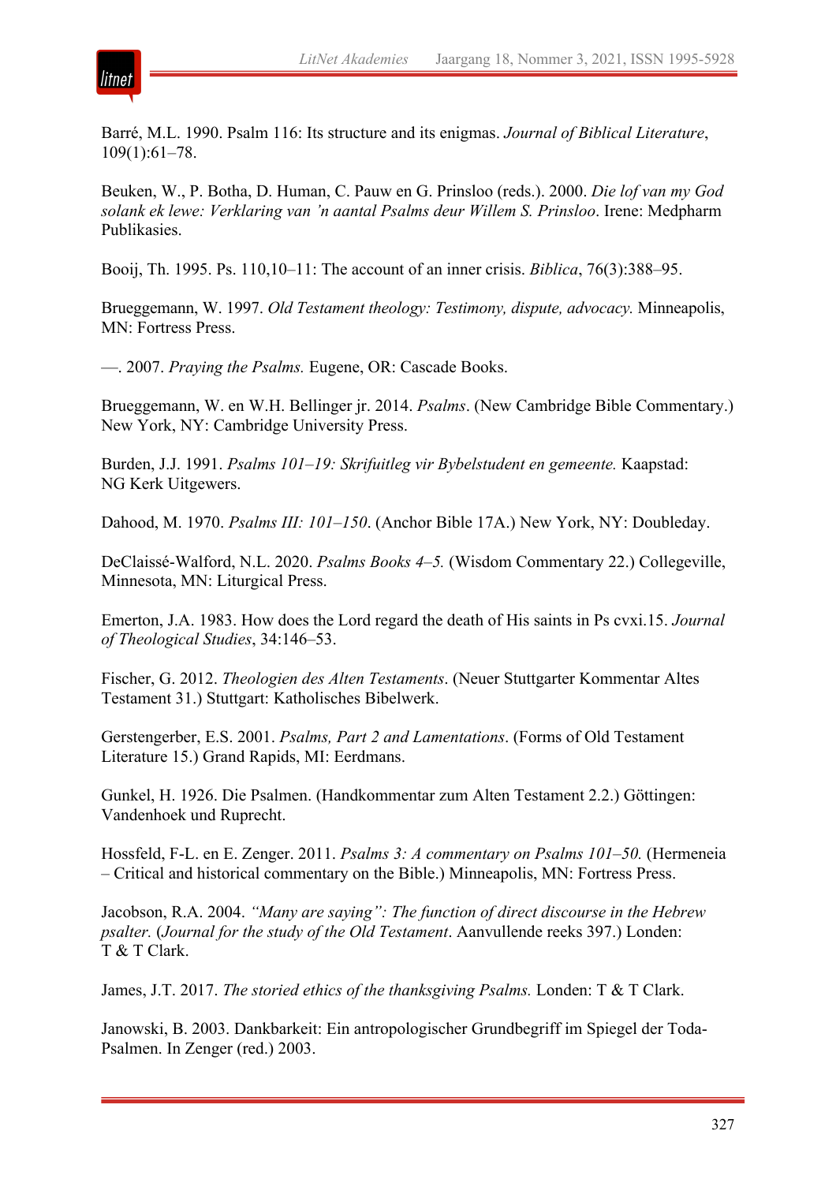Barré, M.L. 1990. Psalm 116: Its structure and its enigmas. *Journal of Biblical Literature*, 109(1):61–78.

Beuken, W., P. Botha, D. Human, C. Pauw en G. Prinsloo (reds.). 2000. *Die lof van my God solank ek lewe: Verklaring van 'n aantal Psalms deur Willem S. Prinsloo*. Irene: Medpharm Publikasies.

Booij, Th. 1995. Ps. 110,10–11: The account of an inner crisis. *Biblica*, 76(3):388–95.

Brueggemann, W. 1997. *Old Testament theology: Testimony, dispute, advocacy.* Minneapolis, MN: Fortress Press.

—. 2007. *Praying the Psalms.* Eugene, OR: Cascade Books.

Brueggemann, W. en W.H. Bellinger jr. 2014. *Psalms*. (New Cambridge Bible Commentary.) New York, NY: Cambridge University Press.

Burden, J.J. 1991. *Psalms 101–19: Skrifuitleg vir Bybelstudent en gemeente.* Kaapstad: NG Kerk Uitgewers.

Dahood, M. 1970. *Psalms III: 101–150*. (Anchor Bible 17A.) New York, NY: Doubleday.

DeClaissé-Walford, N.L. 2020. *Psalms Books 4–5.* (Wisdom Commentary 22.) Collegeville, Minnesota, MN: Liturgical Press.

Emerton, J.A. 1983. How does the Lord regard the death of His saints in Ps cvxi.15. *Journal of Theological Studies*, 34:146–53.

Fischer, G. 2012. *Theologien des Alten Testaments*. (Neuer Stuttgarter Kommentar Altes Testament 31.) Stuttgart: Katholisches Bibelwerk.

Gerstengerber, E.S. 2001. *Psalms, Part 2 and Lamentations*. (Forms of Old Testament Literature 15.) Grand Rapids, MI: Eerdmans.

Gunkel, H. 1926. Die Psalmen. (Handkommentar zum Alten Testament 2.2.) Göttingen: Vandenhoek und Ruprecht.

Hossfeld, F-L. en E. Zenger. 2011. *Psalms 3: A commentary on Psalms 101–50.* (Hermeneia – Critical and historical commentary on the Bible.) Minneapolis, MN: Fortress Press.

Jacobson, R.A. 2004. *"Many are saying": The function of direct discourse in the Hebrew psalter.* (*Journal for the study of the Old Testament*. Aanvullende reeks 397.) Londen: T & T Clark.

James, J.T. 2017. *The storied ethics of the thanksgiving Psalms.* Londen: T & T Clark.

Janowski, B. 2003. Dankbarkeit: Ein antropologischer Grundbegriff im Spiegel der Toda-Psalmen. In Zenger (red.) 2003.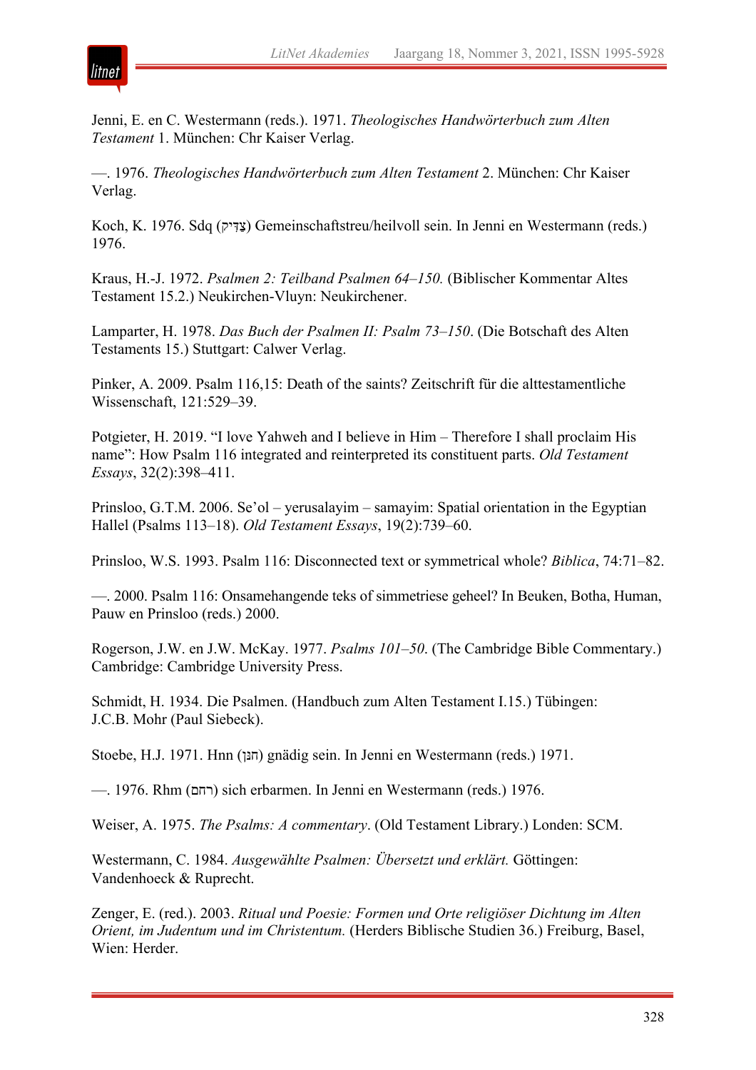Jenni, E. en C. Westermann (reds.). 1971. *Theologisches Handwörterbuch zum Alten Testament* 1. München: Chr Kaiser Verlag.

—. 1976. *Theologisches Handwörterbuch zum Alten Testament* 2. München: Chr Kaiser Verlag.

Koch, K. 1976. Sdq (צָדִיק) Gemeinschaftstreu/heilvoll sein. In Jenni en Westermann (reds.) 1976.

Kraus, H.-J. 1972. *Psalmen 2: Teilband Psalmen 64–150.* (Biblischer Kommentar Altes Testament 15.2.) Neukirchen-Vluyn: Neukirchener.

Lamparter, H. 1978. *Das Buch der Psalmen II: Psalm 73–150*. (Die Botschaft des Alten Testaments 15.) Stuttgart: Calwer Verlag.

Pinker, A. 2009. Psalm 116,15: Death of the saints? Zeitschrift für die alttestamentliche Wissenschaft, 121:529–39.

Potgieter, H. 2019. "I love Yahweh and I believe in Him – Therefore I shall proclaim His name": How Psalm 116 integrated and reinterpreted its constituent parts. *Old Testament Essays*, 32(2):398–411.

Prinsloo, G.T.M. 2006. Se'ol – yerusalayim – samayim: Spatial orientation in the Egyptian Hallel (Psalms 113–18). *Old Testament Essays*, 19(2):739–60.

Prinsloo, W.S. 1993. Psalm 116: Disconnected text or symmetrical whole? *Biblica*, 74:71–82.

—. 2000. Psalm 116: Onsamehangende teks of simmetriese geheel? In Beuken, Botha, Human, Pauw en Prinsloo (reds.) 2000.

Rogerson, J.W. en J.W. McKay. 1977. *Psalms 101–50*. (The Cambridge Bible Commentary.) Cambridge: Cambridge University Press.

Schmidt, H. 1934. Die Psalmen. (Handbuch zum Alten Testament I.15.) Tübingen: J.C.B. Mohr (Paul Siebeck).

Stoebe, H.J. 1971. Hnn (חנן) gnädig sein. In Jenni en Westermann (reds.) 1971.

—. 1976. Rhm (רחם) sich erbarmen. In Jenni en Westermann (reds.) 1976.

Weiser, A. 1975. *The Psalms: A commentary*. (Old Testament Library.) Londen: SCM.

Westermann, C. 1984. *Ausgewählte Psalmen: Übersetzt und erklärt.* Göttingen: Vandenhoeck & Ruprecht.

Zenger, E. (red.). 2003. *Ritual und Poesie: Formen und Orte religiöser Dichtung im Alten Orient, im Judentum und im Christentum.* (Herders Biblische Studien 36.) Freiburg, Basel, Wien: Herder.